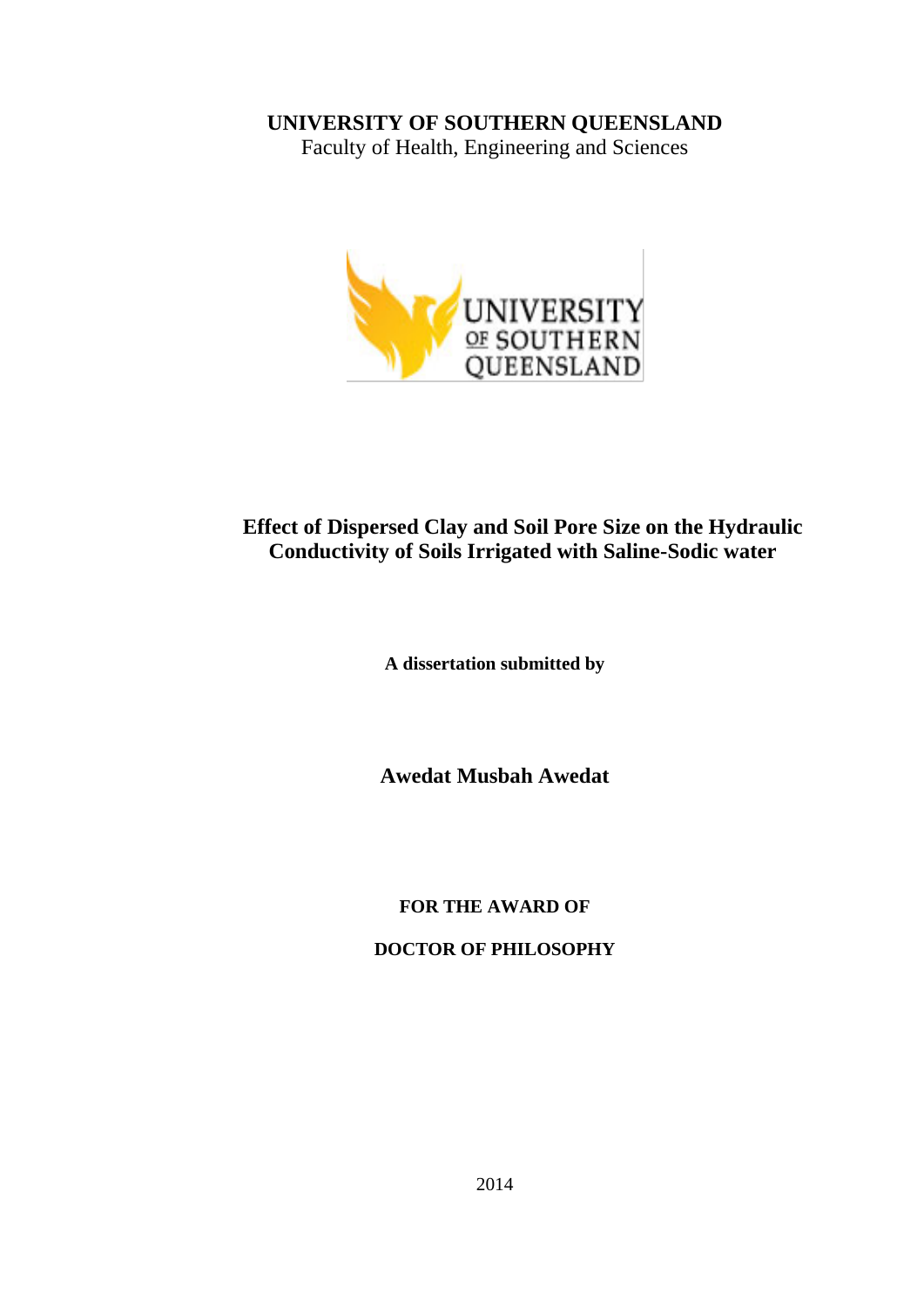**UNIVERSITY OF SOUTHERN QUEENSLAND**

Faculty of Health, Engineering and Sciences

# Effect of Dispersed Clay and Soil Pore Size on the Hydraulic Conductivity of Soils Irrigated with Saline-Sodic water

**A dissertation submitted by**

**Awedat Musbah Awedat**

**FOR THE AWARD OF**

**DOCTOR OF PHILOSOPHY**

2014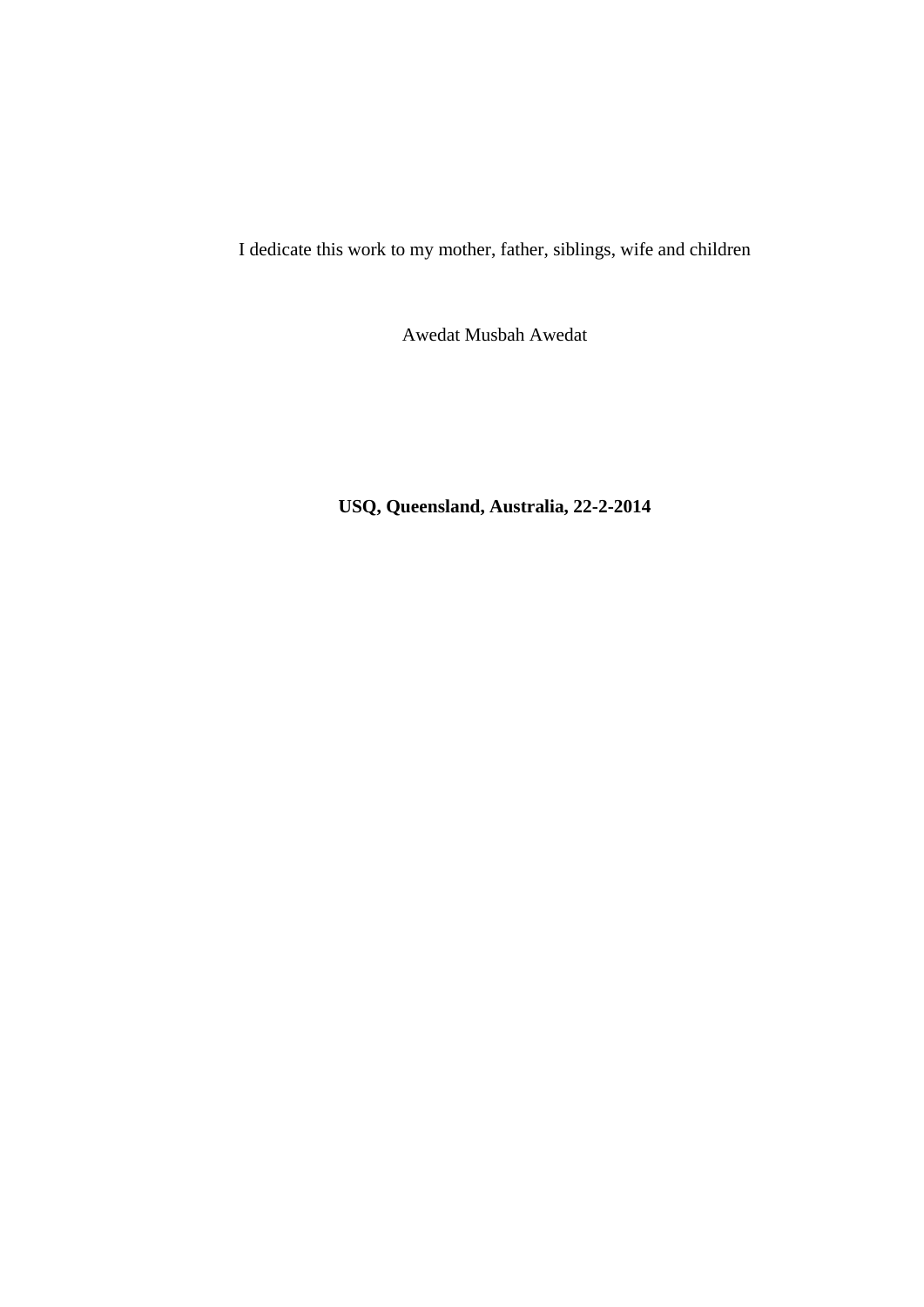I dedicate this work to my mother, father, siblings, wife and children

Awedat Musbah Awedat

**USQ, Queensland, Australia, 22-2-2014**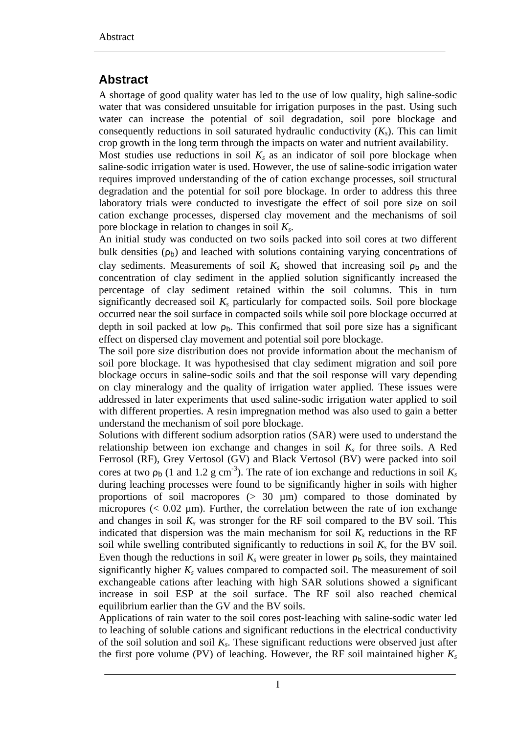## Abstract

A shortage of good quality water has led to the use of low quality, high saline-sodic water that was considered unsuitable for irrigation purposes in the past. Using such water can increase the potential of soil degradation, soil pore blockage and consequently reductions in soil saturated hydraulic conductivity ($K_s$). This can limit crop growth in the long term through the impacts on water and nutrient availability.

Most studies use reductions in soil $K_s$ as an indicator of soil pore blockage when saline-sodic irrigation water is used. However, the use of saline-sodic irrigation water requires improved understanding of the of cation exchange processes, soil structural degradation and the potential for soil pore blockage. In order to address this three laboratory trials were conducted to investigate the effect of soil pore size on soil cation exchange processes, dispersed clay movement and the mechanisms of soil pore blockage in relation to changes in soil $K_s$.

An initial study was conducted on two soils packed into soil cores at two different bulk densities ($\rho_b$) and leached with solutions containing varying concentrations of clay sediments. Measurements of soil $K_s$ showed that increasing soil $\rho_b$ and the concentration of clay sediment in the applied solution significantly increased the percentage of clay sediment retained within the soil columns. This in turn significantly decreased soil $K_s$ particularly for compacted soils. Soil pore blockage occurred near the soil surface in compacted soils while soil pore blockage occurred at depth in soil packed at low $\rho_b$. This confirmed that soil pore size has a significant effect on dispersed clay movement and potential soil pore blockage.

The soil pore size distribution does not provide information about the mechanism of soil pore blockage. It was hypothesised that clay sediment migration and soil pore blockage occurs in saline-sodic soils and that the soil response will vary depending on clay mineralogy and the quality of irrigation water applied. These issues were addressed in later experiments that used saline-sodic irrigation water applied to soil with different properties. A resin impregnation method was also used to gain a better understand the mechanism of soil pore blockage.

Solutions with different sodium adsorption ratios (SAR) were used to understand the relationship between ion exchange and changes in soil $K_s$ for three soils. A Red Ferrosol (RF), Grey Vertosol (GV) and Black Vertosol (BV) were packed into soil cores at two $\rho_b$ (1 and 1.2 g cm$^{-3}$). The rate of ion exchange and reductions in soil $K_s$ during leaching processes were found to be significantly higher in soils with higher proportions of soil macropores (> 30 µm) compared to those dominated by micropores (< 0.02 µm). Further, the correlation between the rate of ion exchange and changes in soil $K_s$ was stronger for the RF soil compared to the BV soil. This indicated that dispersion was the main mechanism for soil $K_s$ reductions in the RF soil while swelling contributed significantly to reductions in soil $K_s$ for the BV soil. Even though the reductions in soil $K_s$ were greater in lower $\rho_b$ soils, they maintained significantly higher $K_s$ values compared to compacted soil. The measurement of soil exchangeable cations after leaching with high SAR solutions showed a significant increase in soil ESP at the soil surface. The RF soil also reached chemical equilibrium earlier than the GV and the BV soils.

Applications of rain water to the soil cores post-leaching with saline-sodic water led to leaching of soluble cations and significant reductions in the electrical conductivity of the soil solution and soil $K_s$. These significant reductions were observed just after the first pore volume (PV) of leaching. However, the RF soil maintained higher $K_s$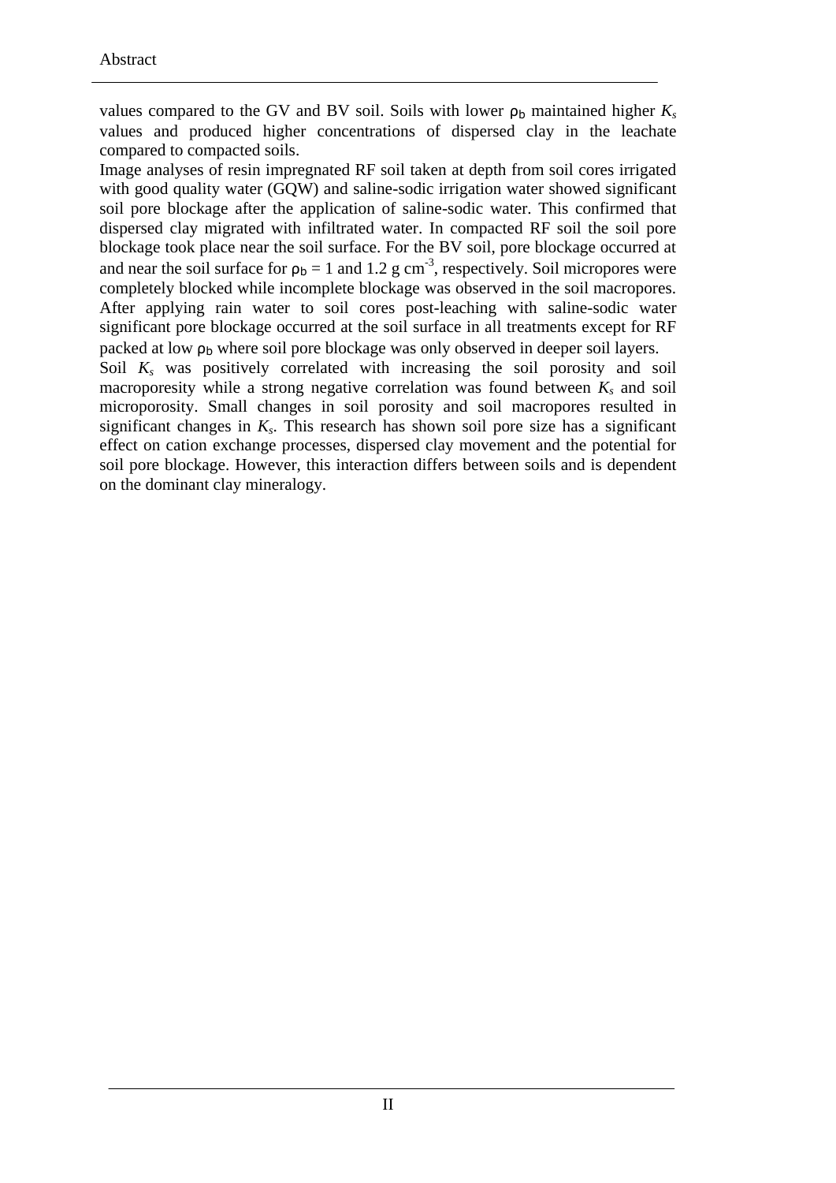values compared to the GV and BV soil. Soils with lower $\rho_b$ maintained higher $K_s$ values and produced higher concentrations of dispersed clay in the leachate compared to compacted soils.

Image analyses of resin impregnated RF soil taken at depth from soil cores irrigated with good quality water (GQW) and saline-sodic irrigation water showed significant soil pore blockage after the application of saline-sodic water. This confirmed that dispersed clay migrated with infiltrated water. In compacted RF soil the soil pore blockage took place near the soil surface. For the BV soil, pore blockage occurred at and near the soil surface for $\rho_b$ = 1 and 1.2 g cm$^{-3}$, respectively. Soil micropores were completely blocked while incomplete blockage was observed in the soil macropores. After applying rain water to soil cores post-leaching with saline-sodic water significant pore blockage occurred at the soil surface in all treatments except for RF packed at low $\rho_b$ where soil pore blockage was only observed in deeper soil layers.

Soil $K_s$ was positively correlated with increasing the soil porosity and soil macroporesity while a strong negative correlation was found between $K_s$ and soil microporosity. Small changes in soil porosity and soil macropores resulted in significant changes in $K_s$. This research has shown soil pore size has a significant effect on cation exchange processes, dispersed clay movement and the potential for soil pore blockage. However, this interaction differs between soils and is dependent on the dominant clay mineralogy.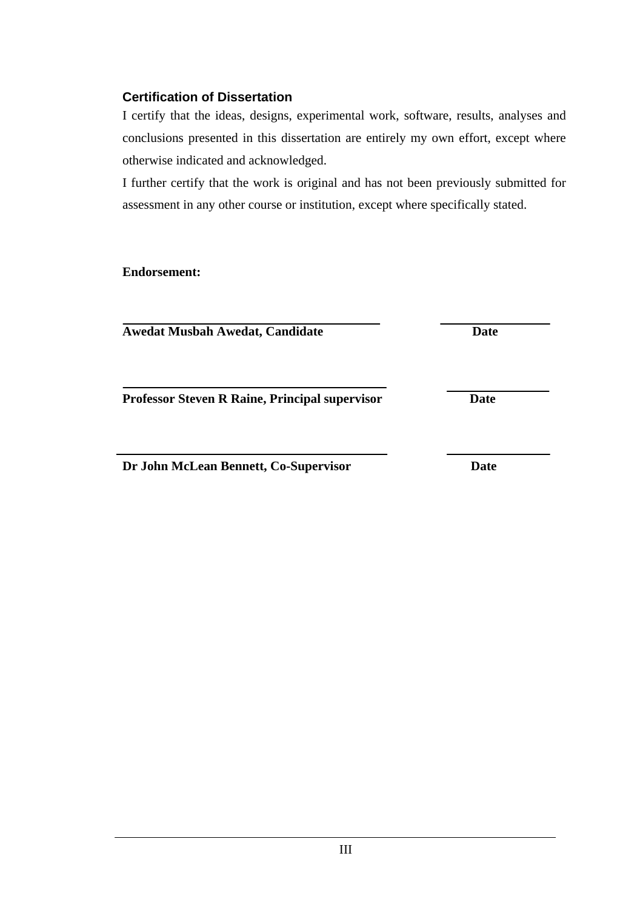## Certification of Dissertation

I certify that the ideas, designs, experimental work, software, results, analyses and conclusions presented in this dissertation are entirely my own effort, except where otherwise indicated and acknowledged.

I further certify that the work is original and has not been previously submitted for assessment in any other course or institution, except where specifically stated.

**Endorsement:**

______________________________________ ________________

**Awedat Musbah Awedat, Candidate** **Date**

______________________________________ ________________

**Professor Steven R Raine, Principal supervisor** **Date**

______________________________________ ________________

**Dr John McLean Bennett, Co-Supervisor** **Date**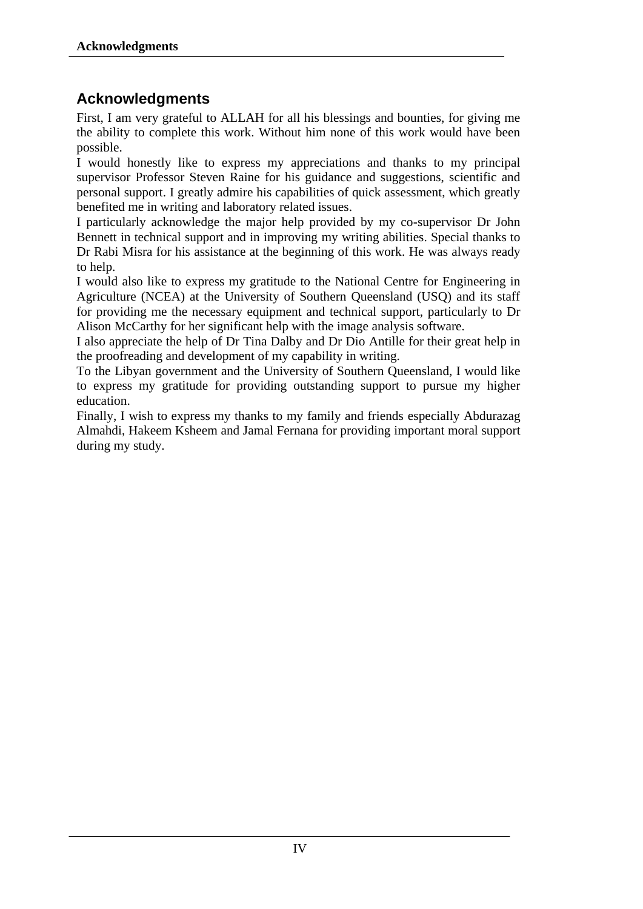## Acknowledgments

First, I am very grateful to ALLAH for all his blessings and bounties, for giving me the ability to complete this work. Without him none of this work would have been possible.

I would honestly like to express my appreciations and thanks to my principal supervisor Professor Steven Raine for his guidance and suggestions, scientific and personal support. I greatly admire his capabilities of quick assessment, which greatly benefited me in writing and laboratory related issues.

I particularly acknowledge the major help provided by my co-supervisor Dr John Bennett in technical support and in improving my writing abilities. Special thanks to Dr Rabi Misra for his assistance at the beginning of this work. He was always ready to help.

I would also like to express my gratitude to the National Centre for Engineering in Agriculture (NCEA) at the University of Southern Queensland (USQ) and its staff for providing me the necessary equipment and technical support, particularly to Dr Alison McCarthy for her significant help with the image analysis software.

I also appreciate the help of Dr Tina Dalby and Dr Dio Antille for their great help in the proofreading and development of my capability in writing.

To the Libyan government and the University of Southern Queensland, I would like to express my gratitude for providing outstanding support to pursue my higher education.

Finally, I wish to express my thanks to my family and friends especially Abdurazag Almahdi, Hakeem Ksheem and Jamal Fernana for providing important moral support during my study.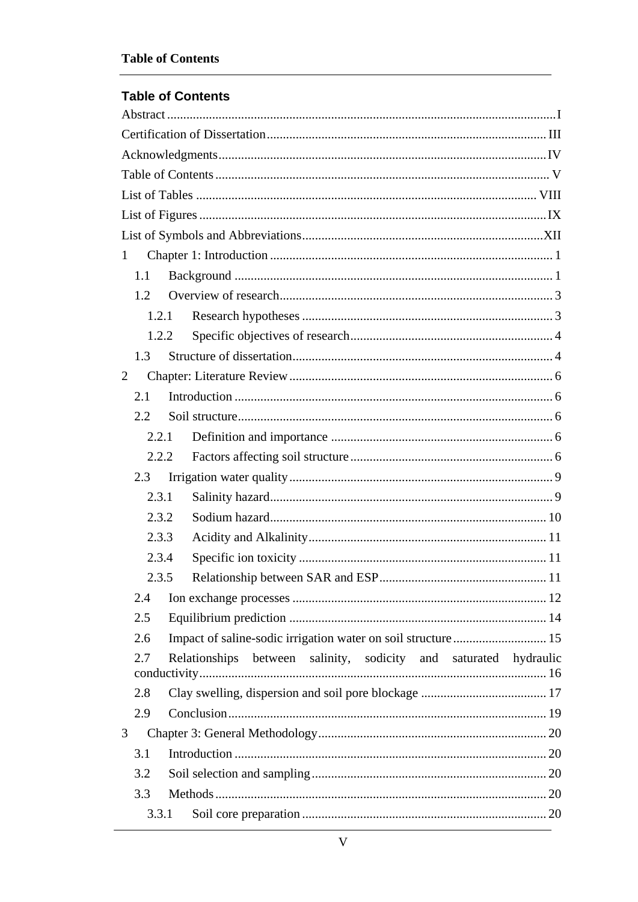## Table of Contents

Abstract ........................................................................................................ I
Certification of Dissertation ...................................................................... III
Acknowledgments ....................................................................................... IV
Table of Contents ........................................................................................ V
List of Tables ............................................................................................ VIII
List of Figures ............................................................................................. IX
List of Symbols and Abbreviations ............................................................ XII
1 Chapter 1: Introduction ............................................................................. 1
  1.1 Background ............................................................................................ 1
  1.2 Overview of research ............................................................................. 3
    1.2.1 Research hypotheses ......................................................................... 3
    1.2.2 Specific objectives of research .......................................................... 4
  1.3 Structure of dissertation ......................................................................... 4
2 Chapter: Literature Review ......................................................................... 6
  2.1 Introduction ........................................................................................... 6
  2.2 Soil structure .......................................................................................... 6
    2.2.1 Definition and importance ................................................................. 6
    2.2.2 Factors affecting soil structure ........................................................... 6
  2.3 Irrigation water quality ........................................................................... 9
    2.3.1 Salinity hazard ................................................................................... 9
    2.3.2 Sodium hazard .................................................................................. 10
    2.3.3 Acidity and Alkalinity ....................................................................... 11
    2.3.4 Specific ion toxicity .......................................................................... 11
    2.3.5 Relationship between SAR and ESP ................................................. 11
  2.4 Ion exchange processes ........................................................................ 12
  2.5 Equilibrium prediction .......................................................................... 14
  2.6 Impact of saline-sodic irrigation water on soil structure ........................ 15
  2.7 Relationships between salinity, sodicity and saturated hydraulic conductivity ........ 16
  2.8 Clay swelling, dispersion and soil pore blockage ................................... 17
  2.9 Conclusion ............................................................................................ 19
3 Chapter 3: General Methodology ............................................................... 20
  3.1 Introduction .......................................................................................... 20
  3.2 Soil selection and sampling ................................................................... 20
  3.3 Methods ................................................................................................ 20
    3.3.1 Soil core preparation ........................................................................ 20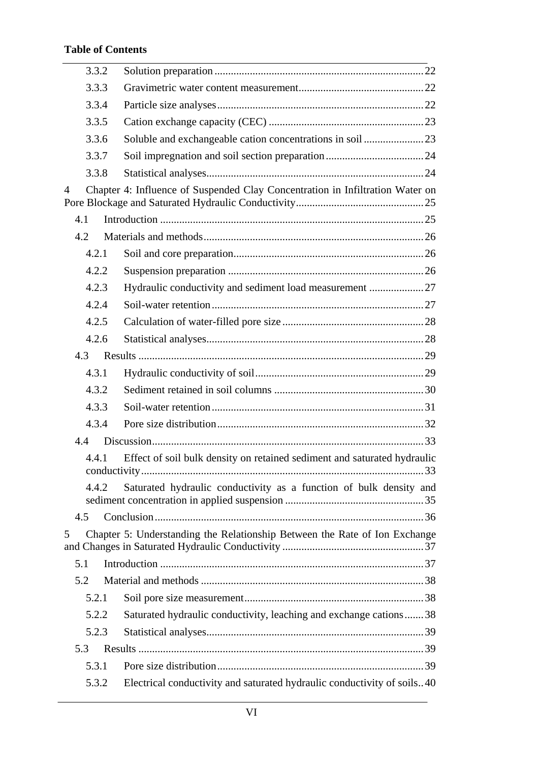**Table of Contents**

- 3.3.2 Solution preparation ............ 22
- 3.3.3 Gravimetric water content measurement ............ 22
- 3.3.4 Particle size analyses ............ 22
- 3.3.5 Cation exchange capacity (CEC) ............ 23
- 3.3.6 Soluble and exchangeable cation concentrations in soil ............ 23
- 3.3.7 Soil impregnation and soil section preparation ............ 24
- 3.3.8 Statistical analyses ............ 24

4 Chapter 4: Influence of Suspended Clay Concentration in Infiltration Water on Pore Blockage and Saturated Hydraulic Conductivity ............ 25

- 4.1 Introduction ............ 25
- 4.2 Materials and methods ............ 26
  - 4.2.1 Soil and core preparation ............ 26
  - 4.2.2 Suspension preparation ............ 26
  - 4.2.3 Hydraulic conductivity and sediment load measurement ............ 27
  - 4.2.4 Soil-water retention ............ 27
  - 4.2.5 Calculation of water-filled pore size ............ 28
  - 4.2.6 Statistical analyses ............ 28
- 4.3 Results ............ 29
  - 4.3.1 Hydraulic conductivity of soil ............ 29
  - 4.3.2 Sediment retained in soil columns ............ 30
  - 4.3.3 Soil-water retention ............ 31
  - 4.3.4 Pore size distribution ............ 32
- 4.4 Discussion ............ 33
  - 4.4.1 Effect of soil bulk density on retained sediment and saturated hydraulic conductivity ............ 33
  - 4.4.2 Saturated hydraulic conductivity as a function of bulk density and sediment concentration in applied suspension ............ 35
- 4.5 Conclusion ............ 36

5 Chapter 5: Understanding the Relationship Between the Rate of Ion Exchange and Changes in Saturated Hydraulic Conductivity ............ 37

- 5.1 Introduction ............ 37
- 5.2 Material and methods ............ 38
  - 5.2.1 Soil pore size measurement ............ 38
  - 5.2.2 Saturated hydraulic conductivity, leaching and exchange cations ............ 38
  - 5.2.3 Statistical analyses ............ 39
- 5.3 Results ............ 39
  - 5.3.1 Pore size distribution ............ 39
  - 5.3.2 Electrical conductivity and saturated hydraulic conductivity of soils ............ 40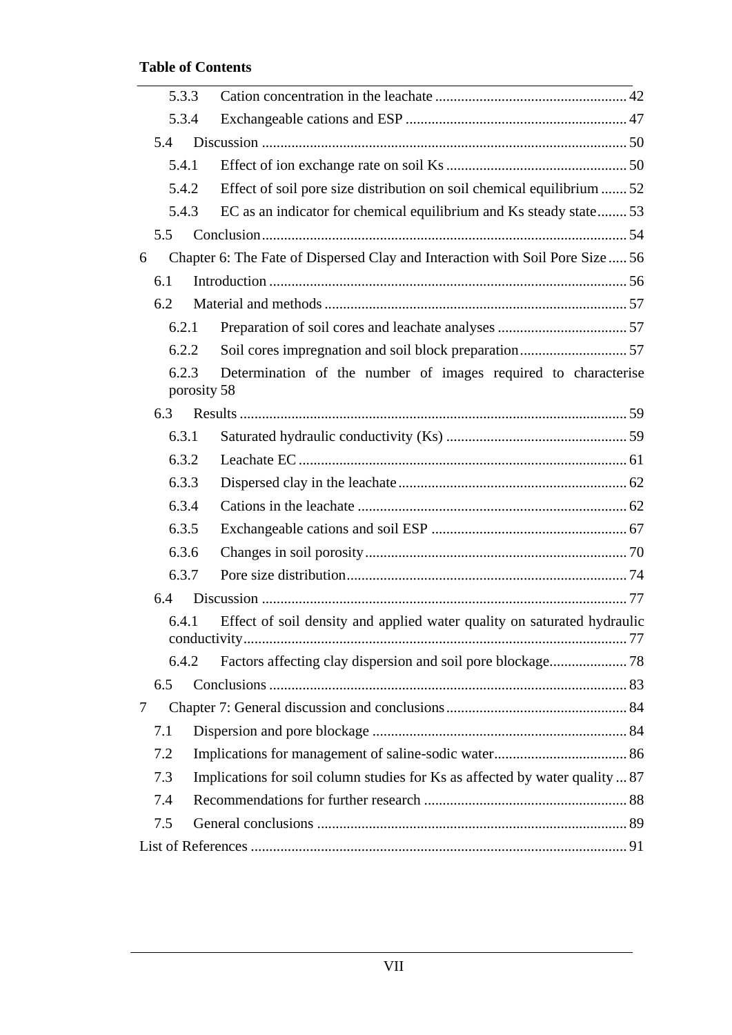**Table of Contents**

5.3.3 Cation concentration in the leachate ... 42

5.3.4 Exchangeable cations and ESP ... 47

5.4 Discussion ... 50

5.4.1 Effect of ion exchange rate on soil Ks ... 50

5.4.2 Effect of soil pore size distribution on soil chemical equilibrium ... 52

5.4.3 EC as an indicator for chemical equilibrium and Ks steady state ... 53

5.5 Conclusion ... 54

6 Chapter 6: The Fate of Dispersed Clay and Interaction with Soil Pore Size ... 56

6.1 Introduction ... 56

6.2 Material and methods ... 57

6.2.1 Preparation of soil cores and leachate analyses ... 57

6.2.2 Soil cores impregnation and soil block preparation ... 57

6.2.3 Determination of the number of images required to characterise porosity 58

6.3 Results ... 59

6.3.1 Saturated hydraulic conductivity (Ks) ... 59

6.3.2 Leachate EC ... 61

6.3.3 Dispersed clay in the leachate ... 62

6.3.4 Cations in the leachate ... 62

6.3.5 Exchangeable cations and soil ESP ... 67

6.3.6 Changes in soil porosity ... 70

6.3.7 Pore size distribution ... 74

6.4 Discussion ... 77

6.4.1 Effect of soil density and applied water quality on saturated hydraulic conductivity ... 77

6.4.2 Factors affecting clay dispersion and soil pore blockage ... 78

6.5 Conclusions ... 83

7 Chapter 7: General discussion and conclusions ... 84

7.1 Dispersion and pore blockage ... 84

7.2 Implications for management of saline-sodic water ... 86

7.3 Implications for soil column studies for Ks as affected by water quality ... 87

7.4 Recommendations for further research ... 88

7.5 General conclusions ... 89

List of References ... 91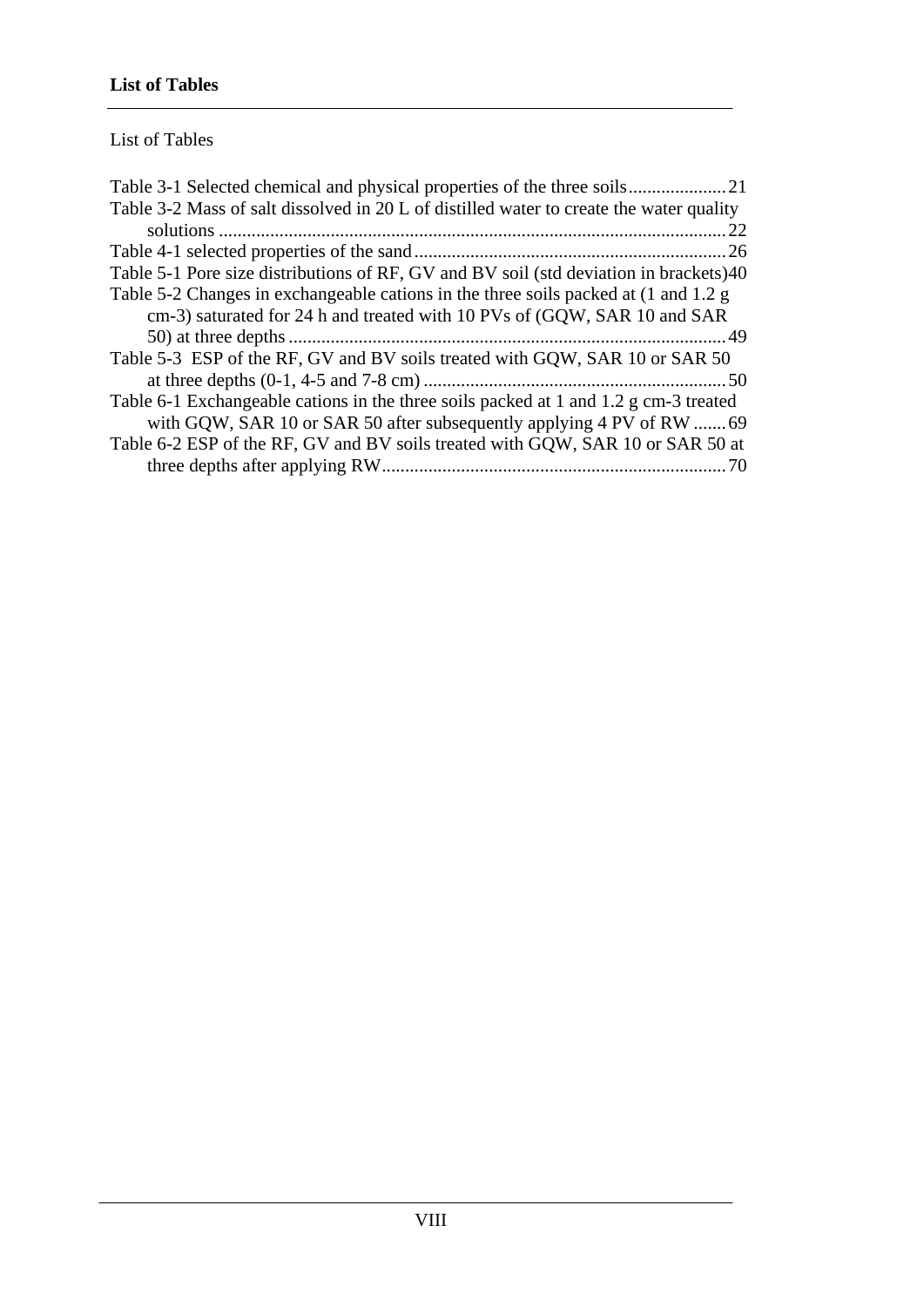List of Tables

Table 3-1 Selected chemical and physical properties of the three soils ..................... 21

Table 3-2 Mass of salt dissolved in 20 L of distilled water to create the water quality solutions ........................................................................................................... 22

Table 4-1 selected properties of the sand .................................................................. 26

Table 5-1 Pore size distributions of RF, GV and BV soil (std deviation in brackets) 40

Table 5-2 Changes in exchangeable cations in the three soils packed at (1 and 1.2 g cm-3) saturated for 24 h and treated with 10 PVs of (GQW, SAR 10 and SAR 50) at three depths ............................................................................................ 49

Table 5-3 ESP of the RF, GV and BV soils treated with GQW, SAR 10 or SAR 50 at three depths (0-1, 4-5 and 7-8 cm) ................................................................ 50

Table 6-1 Exchangeable cations in the three soils packed at 1 and 1.2 g cm-3 treated with GQW, SAR 10 or SAR 50 after subsequently applying 4 PV of RW ....... 69

Table 6-2 ESP of the RF, GV and BV soils treated with GQW, SAR 10 or SAR 50 at three depths after applying RW ......................................................................... 70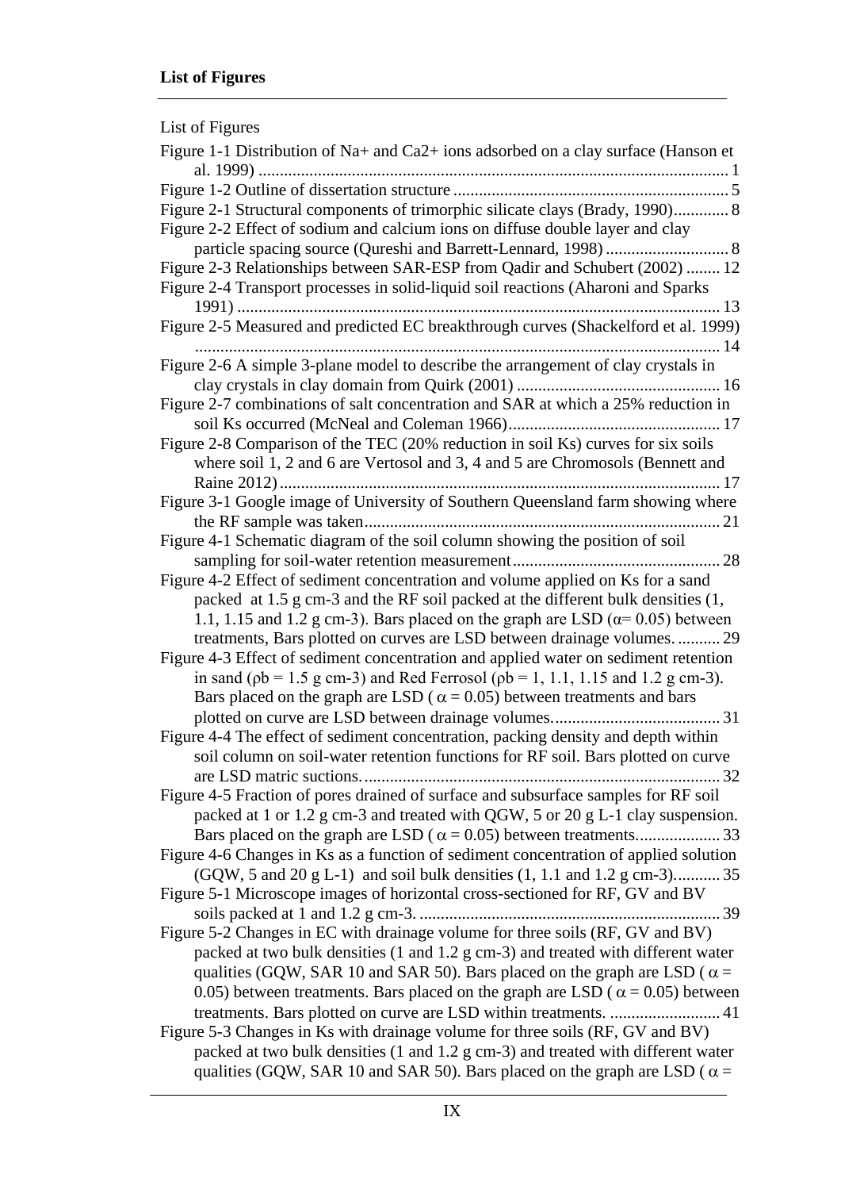**List of Figures**

List of Figures

Figure 1-1 Distribution of $Na^+$ and $Ca^{2+}$ ions adsorbed on a clay surface (Hanson et al. 1999) ........................................................................................................ 1

Figure 1-2 Outline of dissertation structure ................................................................ 5

Figure 2-1 Structural components of trimorphic silicate clays (Brady, 1990)............. 8

Figure 2-2 Effect of sodium and calcium ions on diffuse double layer and clay particle spacing source (Qureshi and Barrett-Lennard, 1998) ............................. 8

Figure 2-3 Relationships between SAR-ESP from Qadir and Schubert (2002) ........ 12

Figure 2-4 Transport processes in solid-liquid soil reactions (Aharoni and Sparks 1991) ................................................................................................................ 13

Figure 2-5 Measured and predicted EC breakthrough curves (Shackelford et al. 1999) .......................................................................................................................... 14

Figure 2-6 A simple 3-plane model to describe the arrangement of clay crystals in clay crystals in clay domain from Quirk (2001) ................................................ 16

Figure 2-7 combinations of salt concentration and SAR at which a 25% reduction in soil Ks occurred (McNeal and Coleman 1966).................................................. 17

Figure 2-8 Comparison of the TEC (20% reduction in soil Ks) curves for six soils where soil 1, 2 and 6 are Vertosol and 3, 4 and 5 are Chromosols (Bennett and Raine 2012)....................................................................................................... 17

Figure 3-1 Google image of University of Southern Queensland farm showing where the RF sample was taken................................................................................... 21

Figure 4-1 Schematic diagram of the soil column showing the position of soil sampling for soil-water retention measurement................................................. 28

Figure 4-2 Effect of sediment concentration and volume applied on Ks for a sand packed at 1.5 g $cm^{-3}$ and the RF soil packed at the different bulk densities (1, 1.1, 1.15 and 1.2 g $cm^{-3}$). Bars placed on the graph are LSD ($\alpha$= 0.05) between treatments, Bars plotted on curves are LSD between drainage volumes. .......... 29

Figure 4-3 Effect of sediment concentration and applied water on sediment retention in sand ($\rho b$ = 1.5 g $cm^{-3}$) and Red Ferrosol ($\rho b$ = 1, 1.1, 1.15 and 1.2 g $cm^{-3}$). Bars placed on the graph are LSD ( $\alpha$ = 0.05) between treatments and bars plotted on curve are LSD between drainage volumes........................................ 31

Figure 4-4 The effect of sediment concentration, packing density and depth within soil column on soil-water retention functions for RF soil. Bars plotted on curve are LSD matric suctions.................................................................................... 32

Figure 4-5 Fraction of pores drained of surface and subsurface samples for RF soil packed at 1 or 1.2 g $cm^{-3}$ and treated with QGW, 5 or 20 g $L^{-1}$ clay suspension. Bars placed on the graph are LSD ( $\alpha$ = 0.05) between treatments.................... 33

Figure 4-6 Changes in Ks as a function of sediment concentration of applied solution (GQW, 5 and 20 g $L^{-1}$) and soil bulk densities (1, 1.1 and 1.2 g $cm^{-3}$)........... 35

Figure 5-1 Microscope images of horizontal cross-sectioned for RF, GV and BV soils packed at 1 and 1.2 g $cm^{-3}$. ....................................................................... 39

Figure 5-2 Changes in EC with drainage volume for three soils (RF, GV and BV) packed at two bulk densities (1 and 1.2 g $cm^{-3}$) and treated with different water qualities (GQW, SAR 10 and SAR 50). Bars placed on the graph are LSD ( $\alpha$ = 0.05) between treatments. Bars placed on the graph are LSD ( $\alpha$ = 0.05) between treatments. Bars plotted on curve are LSD within treatments. .......................... 41

Figure 5-3 Changes in Ks with drainage volume for three soils (RF, GV and BV) packed at two bulk densities (1 and 1.2 g $cm^{-3}$) and treated with different water qualities (GQW, SAR 10 and SAR 50). Bars placed on the graph are LSD ( $\alpha$ =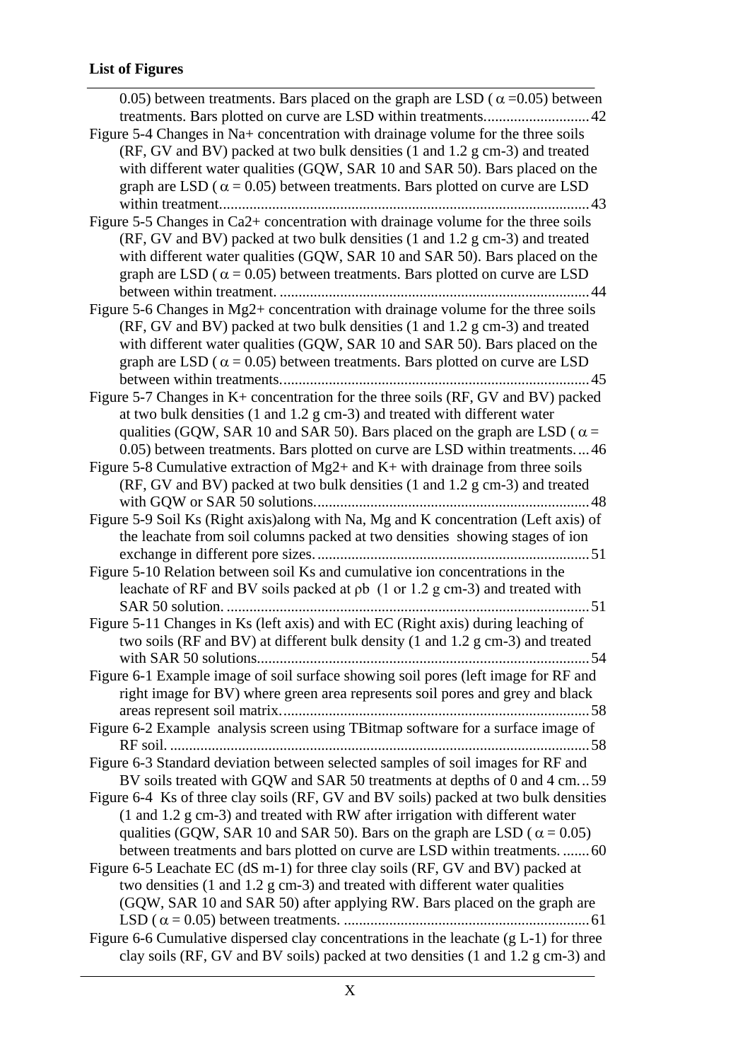**List of Figures**

0.05) between treatments. Bars placed on the graph are LSD ( $\alpha$ =0.05) between treatments. Bars plotted on curve are LSD within treatments............................42

Figure 5-4 Changes in $Na^+$ concentration with drainage volume for the three soils (RF, GV and BV) packed at two bulk densities (1 and 1.2 g $cm^{-3}$) and treated with different water qualities (GQW, SAR 10 and SAR 50). Bars placed on the graph are LSD ( $\alpha$ = 0.05) between treatments. Bars plotted on curve are LSD within treatment..................................................................................................43

Figure 5-5 Changes in $Ca^{2+}$ concentration with drainage volume for the three soils (RF, GV and BV) packed at two bulk densities (1 and 1.2 g $cm^{-3}$) and treated with different water qualities (GQW, SAR 10 and SAR 50). Bars placed on the graph are LSD ( $\alpha$ = 0.05) between treatments. Bars plotted on curve are LSD between within treatment. ..................................................................................44

Figure 5-6 Changes in $Mg^{2+}$ concentration with drainage volume for the three soils (RF, GV and BV) packed at two bulk densities (1 and 1.2 g $cm^{-3}$) and treated with different water qualities (GQW, SAR 10 and SAR 50). Bars placed on the graph are LSD ( $\alpha$ = 0.05) between treatments. Bars plotted on curve are LSD between within treatments..................................................................................45

Figure 5-7 Changes in $K^+$ concentration for the three soils (RF, GV and BV) packed at two bulk densities (1 and 1.2 g $cm^{-3}$) and treated with different water qualities (GQW, SAR 10 and SAR 50). Bars placed on the graph are LSD ( $\alpha$ = 0.05) between treatments. Bars plotted on curve are LSD within treatments.... 46

Figure 5-8 Cumulative extraction of $Mg^{2+}$ and $K^+$ with drainage from three soils (RF, GV and BV) packed at two bulk densities (1 and 1.2 g $cm^{-3}$) and treated with GQW or SAR 50 solutions.........................................................................48

Figure 5-9 Soil Ks (Right axis)along with Na, Mg and K concentration (Left axis) of the leachate from soil columns packed at two densities showing stages of ion exchange in different pore sizes.........................................................................51

Figure 5-10 Relation between soil Ks and cumulative ion concentrations in the leachate of RF and BV soils packed at $\rho b$ (1 or 1.2 g $cm^{-3}$) and treated with SAR 50 solution. ................................................................................................51

Figure 5-11 Changes in Ks (left axis) and with EC (Right axis) during leaching of two soils (RF and BV) at different bulk density (1 and 1.2 g $cm^{-3}$) and treated with SAR 50 solutions.........................................................................................54

Figure 6-1 Example image of soil surface showing soil pores (left image for RF and right image for BV) where green area represents soil pores and grey and black areas represent soil matrix..................................................................................58

Figure 6-2 Example analysis screen using TBitmap software for a surface image of RF soil. ...............................................................................................................58

Figure 6-3 Standard deviation between selected samples of soil images for RF and BV soils treated with GQW and SAR 50 treatments at depths of 0 and 4 cm...59

Figure 6-4 Ks of three clay soils (RF, GV and BV soils) packed at two bulk densities (1 and 1.2 g $cm^{-3}$) and treated with RW after irrigation with different water qualities (GQW, SAR 10 and SAR 50). Bars on the graph are LSD ( $\alpha$ = 0.05) between treatments and bars plotted on curve are LSD within treatments. .......60

Figure 6-5 Leachate EC (dS $m^{-1}$) for three clay soils (RF, GV and BV) packed at two densities (1 and 1.2 g $cm^{-3}$) and treated with different water qualities (GQW, SAR 10 and SAR 50) after applying RW. Bars placed on the graph are LSD ( $\alpha$ = 0.05) between treatments. .................................................................61

Figure 6-6 Cumulative dispersed clay concentrations in the leachate (g $L^{-1}$) for three clay soils (RF, GV and BV soils) packed at two densities (1 and 1.2 g $cm^{-3}$) and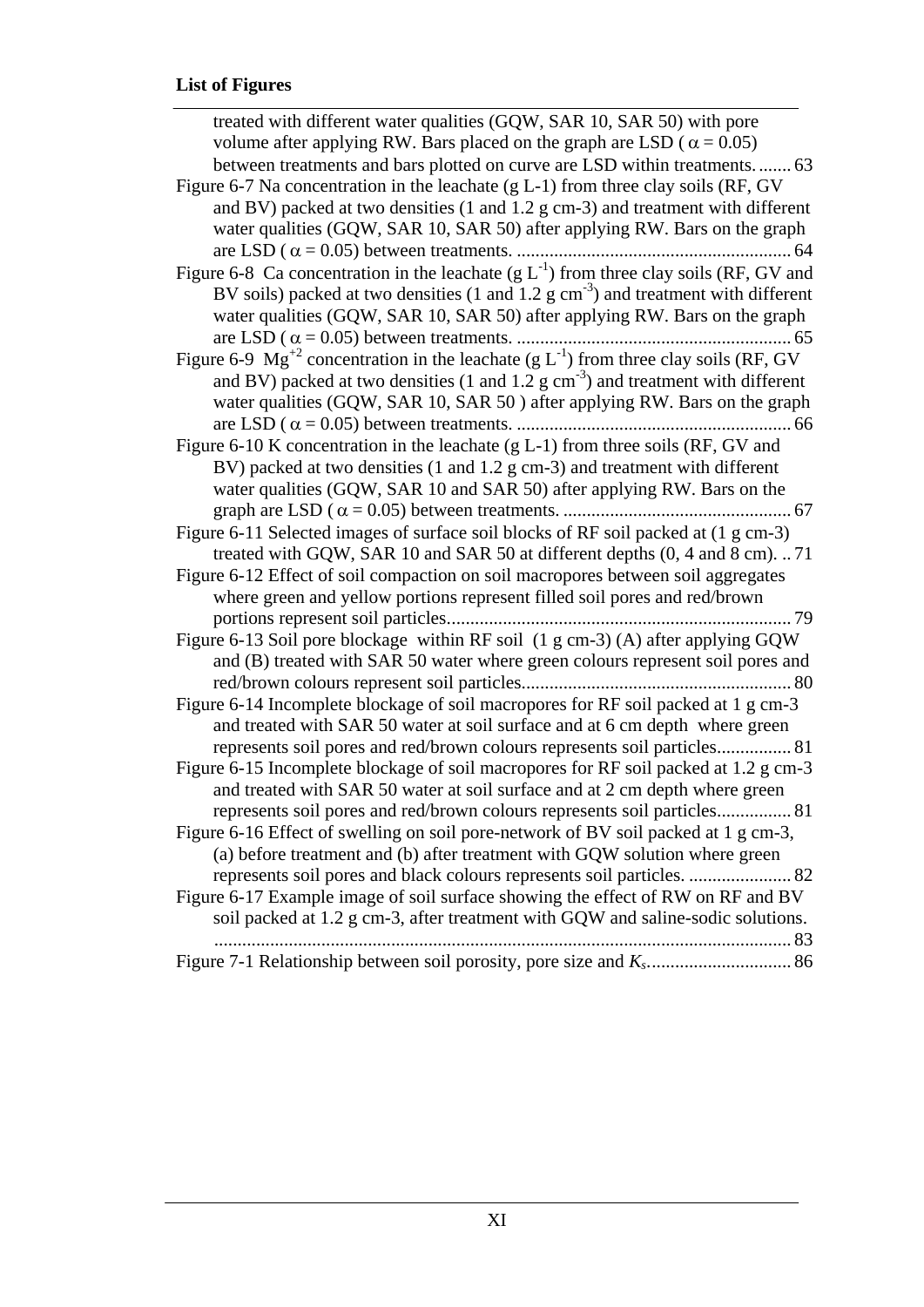**List of Figures**

treated with different water qualities (GQW, SAR 10, SAR 50) with pore volume after applying RW. Bars placed on the graph are LSD ( $\alpha = 0.05$) between treatments and bars plotted on curve are LSD within treatments. ....... 63

Figure 6-7 Na concentration in the leachate (g L-1) from three clay soils (RF, GV and BV) packed at two densities (1 and 1.2 g cm-3) and treatment with different water qualities (GQW, SAR 10, SAR 50) after applying RW. Bars on the graph are LSD ( $\alpha = 0.05$) between treatments. ........................................................... 64

Figure 6-8 Ca concentration in the leachate (g $L^{-1}$) from three clay soils (RF, GV and BV soils) packed at two densities (1 and 1.2 g $cm^{-3}$) and treatment with different water qualities (GQW, SAR 10, SAR 50) after applying RW. Bars on the graph are LSD ( $\alpha = 0.05$) between treatments. ........................................................... 65

Figure 6-9 $Mg^{+2}$ concentration in the leachate (g $L^{-1}$) from three clay soils (RF, GV and BV) packed at two densities (1 and 1.2 g $cm^{-3}$) and treatment with different water qualities (GQW, SAR 10, SAR 50 ) after applying RW. Bars on the graph are LSD ( $\alpha = 0.05$) between treatments. ........................................................... 66

Figure 6-10 K concentration in the leachate (g L-1) from three soils (RF, GV and BV) packed at two densities (1 and 1.2 g cm-3) and treatment with different water qualities (GQW, SAR 10 and SAR 50) after applying RW. Bars on the graph are LSD ( $\alpha = 0.05$) between treatments. ................................................. 67

Figure 6-11 Selected images of surface soil blocks of RF soil packed at (1 g cm-3) treated with GQW, SAR 10 and SAR 50 at different depths (0, 4 and 8 cm). .. 71

Figure 6-12 Effect of soil compaction on soil macropores between soil aggregates where green and yellow portions represent filled soil pores and red/brown portions represent soil particles.......................................................................... 79

Figure 6-13 Soil pore blockage within RF soil (1 g cm-3) (A) after applying GQW and (B) treated with SAR 50 water where green colours represent soil pores and red/brown colours represent soil particles......................................................... 80

Figure 6-14 Incomplete blockage of soil macropores for RF soil packed at 1 g cm-3 and treated with SAR 50 water at soil surface and at 6 cm depth where green represents soil pores and red/brown colours represents soil particles................ 81

Figure 6-15 Incomplete blockage of soil macropores for RF soil packed at 1.2 g cm-3 and treated with SAR 50 water at soil surface and at 2 cm depth where green represents soil pores and red/brown colours represents soil particles................ 81

Figure 6-16 Effect of swelling on soil pore-network of BV soil packed at 1 g cm-3, (a) before treatment and (b) after treatment with GQW solution where green represents soil pores and black colours represents soil particles. ...................... 82

Figure 6-17 Example image of soil surface showing the effect of RW on RF and BV soil packed at 1.2 g cm-3, after treatment with GQW and saline-sodic solutions. ........................................................................................................................... 83

Figure 7-1 Relationship between soil porosity, pore size and $K_s$.............................. 86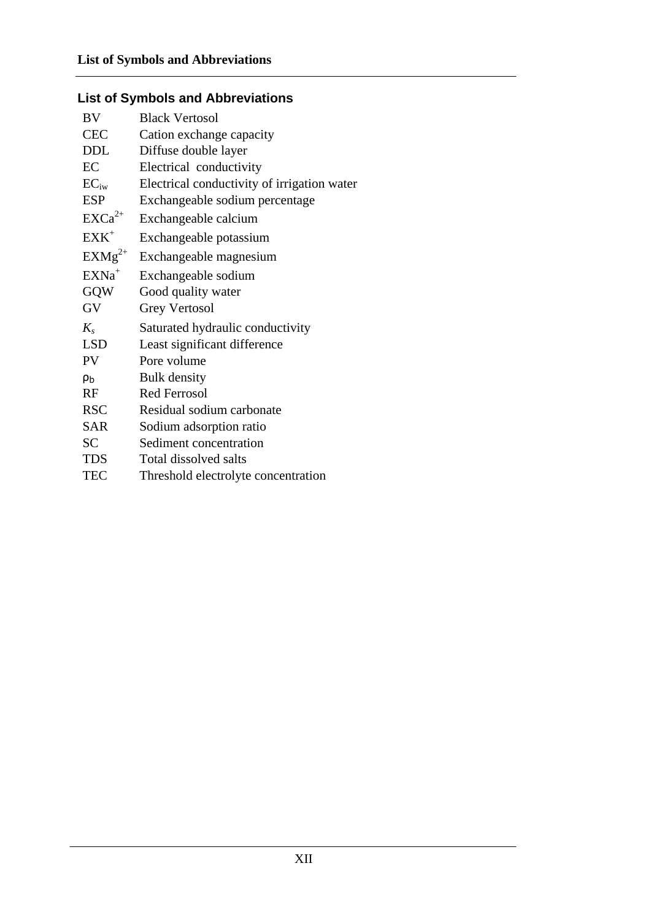## List of Symbols and Abbreviations

| | |
|---|---|
| BV | Black Vertosol |
| CEC | Cation exchange capacity |
| DDL | Diffuse double layer |
| EC | Electrical conductivity |
| $EC_{iw}$ | Electrical conductivity of irrigation water |
| ESP | Exchangeable sodium percentage |
| $EXCa^{2+}$ | Exchangeable calcium |
| $EXK^{+}$ | Exchangeable potassium |
| $EXMg^{2+}$ | Exchangeable magnesium |
| $EXNa^{+}$ | Exchangeable sodium |
| GQW | Good quality water |
| GV | Grey Vertosol |
| $K_s$ | Saturated hydraulic conductivity |
| LSD | Least significant difference |
| PV | Pore volume |
| $\rho_b$ | Bulk density |
| RF | Red Ferrosol |
| RSC | Residual sodium carbonate |
| SAR | Sodium adsorption ratio |
| SC | Sediment concentration |
| TDS | Total dissolved salts |
| TEC | Threshold electrolyte concentration |